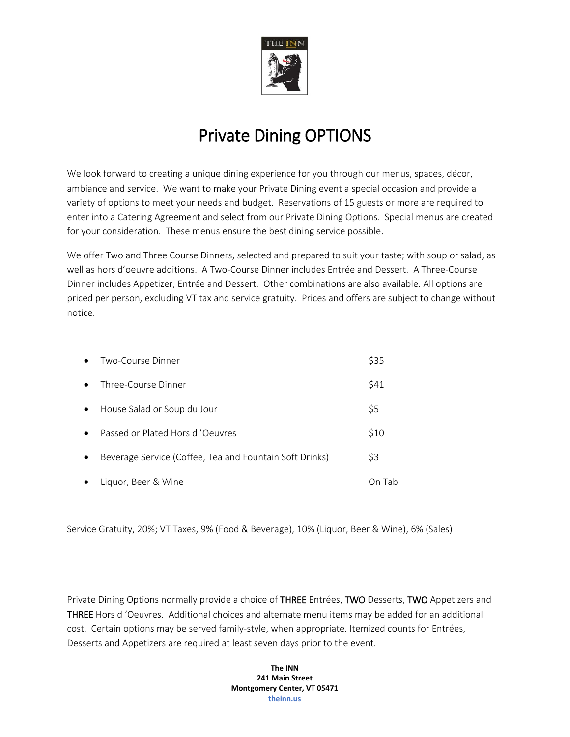# Private Dining OPTIONS

We look forward to creating a unique dining experience for you through our menus, spaces, décor, ambiance and service. We want to make your Private Dining event a special occasion and provide a variety of options to meet your needs and budget. Reservations of 15 guests or more are required to enter into a Catering Agreement and select from our Private Dining Options. Special menus are created for your consideration. These menus ensure the best dining service possible.

We offer Two and Three Course Dinners, selected and prepared to suit your taste; with soup or salad, as well as hors d'oeuvre additions. A Two-Course Dinner includes Entrée and Dessert. A Three-Course Dinner includes Appetizer, Entrée and Dessert. Other combinations are also available. All options are priced per person, excluding VT tax and service gratuity. Prices and offers are subject to change without notice.

- Two-Course Dinner — $35
- Three-Course Dinner — $41
- House Salad or Soup du Jour — $5
- Passed or Plated Hors d 'Oeuvres — $10
- Beverage Service (Coffee, Tea and Fountain Soft Drinks) — $3
- Liquor, Beer & Wine — On Tab

Service Gratuity, 20%; VT Taxes, 9% (Food & Beverage), 10% (Liquor, Beer & Wine), 6% (Sales)

Private Dining Options normally provide a choice of THREE Entrées, TWO Desserts, TWO Appetizers and THREE Hors d 'Oeuvres. Additional choices and alternate menu items may be added for an additional cost. Certain options may be served family-style, when appropriate. Itemized counts for Entrées, Desserts and Appetizers are required at least seven days prior to the event.

**The INN**
**241 Main Street**
**Montgomery Center, VT 05471**
**theinn.us**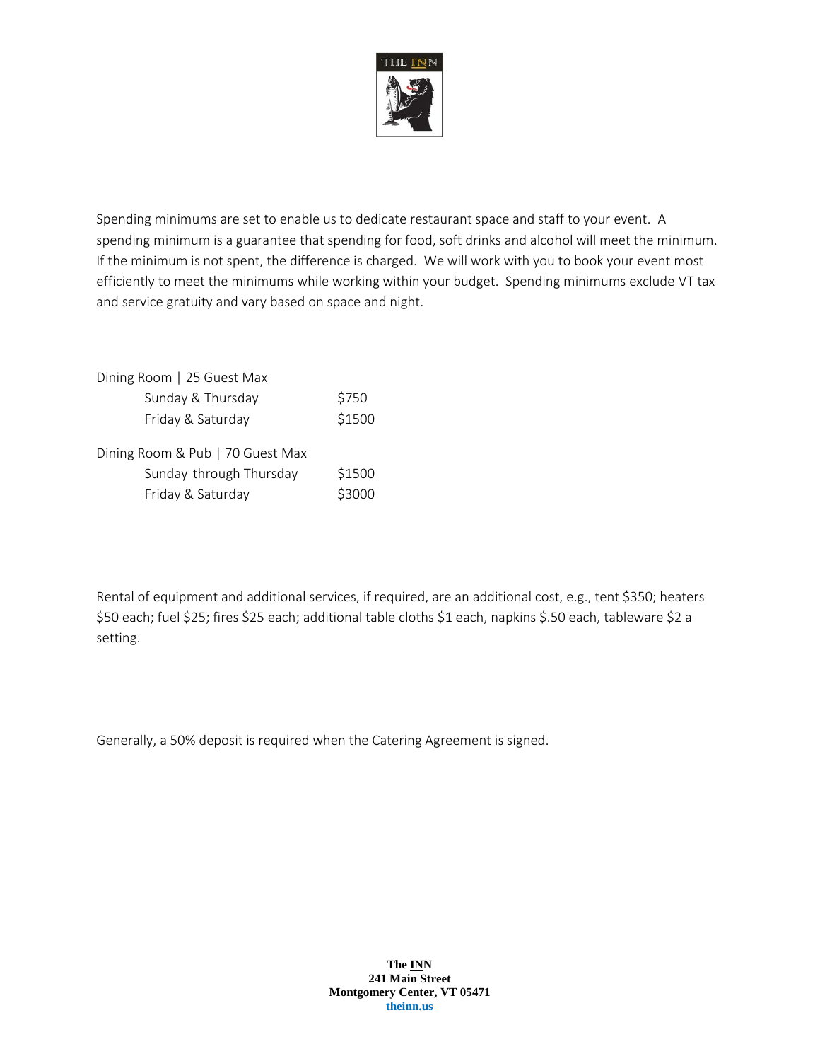Spending minimums are set to enable us to dedicate restaurant space and staff to your event. A spending minimum is a guarantee that spending for food, soft drinks and alcohol will meet the minimum. If the minimum is not spent, the difference is charged. We will work with you to book your event most efficiently to meet the minimums while working within your budget. Spending minimums exclude VT tax and service gratuity and vary based on space and night.

| | |
|---|---|
| Dining Room \| 25 Guest Max | |
| Sunday & Thursday | $750 |
| Friday & Saturday | $1500 |
| Dining Room & Pub \| 70 Guest Max | |
| Sunday through Thursday | $1500 |
| Friday & Saturday | $3000 |

Rental of equipment and additional services, if required, are an additional cost, e.g., tent $350; heaters $50 each; fuel $25; fires $25 each; additional table cloths $1 each, napkins $.50 each, tableware $2 a setting.

Generally, a 50% deposit is required when the Catering Agreement is signed.

**The INN**
**241 Main Street**
**Montgomery Center, VT 05471**
**theinn.us**